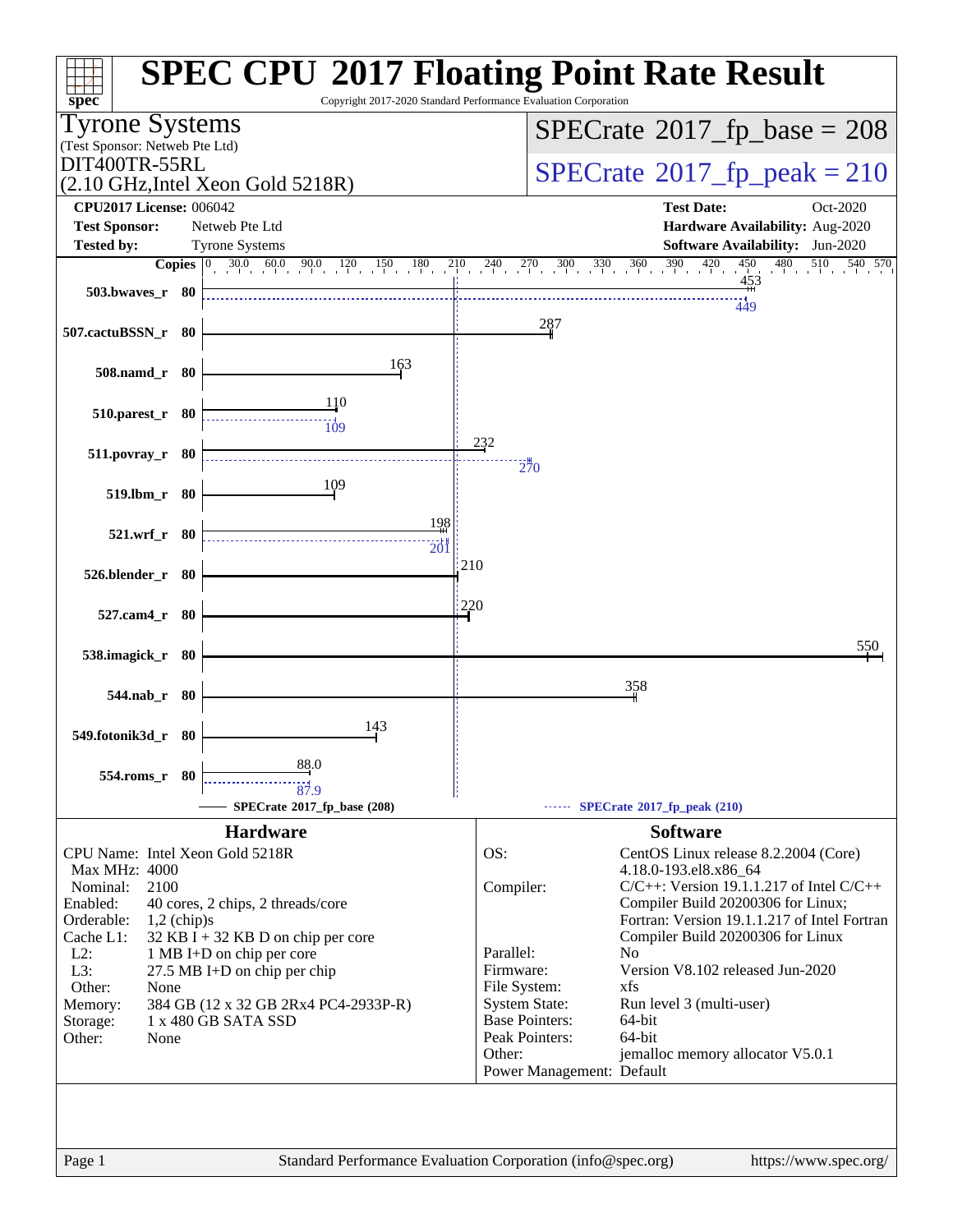# SPEC CPU 2017 Floating Point Rate Result

Copyright 2017-2020 Standard Performance Evaluation Corporation

**Tyrone Systems**
(Test Sponsor: Netweb Pte Ltd)
DIT400TR-55RL
(2.10 GHz,Intel Xeon Gold 5218R)

**SPECrate 2017_fp_base = 208**
**SPECrate 2017_fp_peak = 210**

| | | | |
|---|---|---|---|
| **CPU2017 License:** | 006042 | **Test Date:** | Oct-2020 |
| **Test Sponsor:** | Netweb Pte Ltd | **Hardware Availability:** | Aug-2020 |
| **Tested by:** | Tyrone Systems | **Software Availability:** | Jun-2020 |

| Benchmark | Copies | Base | Peak |
|---|---|---|---|
| 503.bwaves_r | 80 | 453 | 449 |
| 507.cactuBSSN_r | 80 | 287 | |
| 508.namd_r | 80 | 163 | |
| 510.parest_r | 80 | 110 | 109 |
| 511.povray_r | 80 | 232 | 270 |
| 519.lbm_r | 80 | 109 | |
| 521.wrf_r | 80 | 198 | 201 |
| 526.blender_r | 80 | 210 | |
| 527.cam4_r | 80 | 220 | |
| 538.imagick_r | 80 | 550 | |
| 544.nab_r | 80 | 358 | |
| 549.fotonik3d_r | 80 | 143 | |
| 554.roms_r | 80 | 88.0 | 87.9 |

SPECrate 2017_fp_base (208) ------ SPECrate 2017_fp_peak (210)

## Hardware

| | |
|---|---|
| CPU Name: | Intel Xeon Gold 5218R |
| Max MHz: | 4000 |
| Nominal: | 2100 |
| Enabled: | 40 cores, 2 chips, 2 threads/core |
| Orderable: | 1,2 (chip)s |
| Cache L1: | 32 KB I + 32 KB D on chip per core |
| L2: | 1 MB I+D on chip per core |
| L3: | 27.5 MB I+D on chip per chip |
| Other: | None |
| Memory: | 384 GB (12 x 32 GB 2Rx4 PC4-2933P-R) |
| Storage: | 1 x 480 GB SATA SSD |
| Other: | None |

## Software

| | |
|---|---|
| OS: | CentOS Linux release 8.2.2004 (Core) 4.18.0-193.el8.x86_64 |
| Compiler: | C/C++: Version 19.1.1.217 of Intel C/C++ Compiler Build 20200306 for Linux; Fortran: Version 19.1.1.217 of Intel Fortran Compiler Build 20200306 for Linux |
| Parallel: | No |
| Firmware: | Version V8.102 released Jun-2020 |
| File System: | xfs |
| System State: | Run level 3 (multi-user) |
| Base Pointers: | 64-bit |
| Peak Pointers: | 64-bit |
| Other: | jemalloc memory allocator V5.0.1 |
| Power Management: | Default |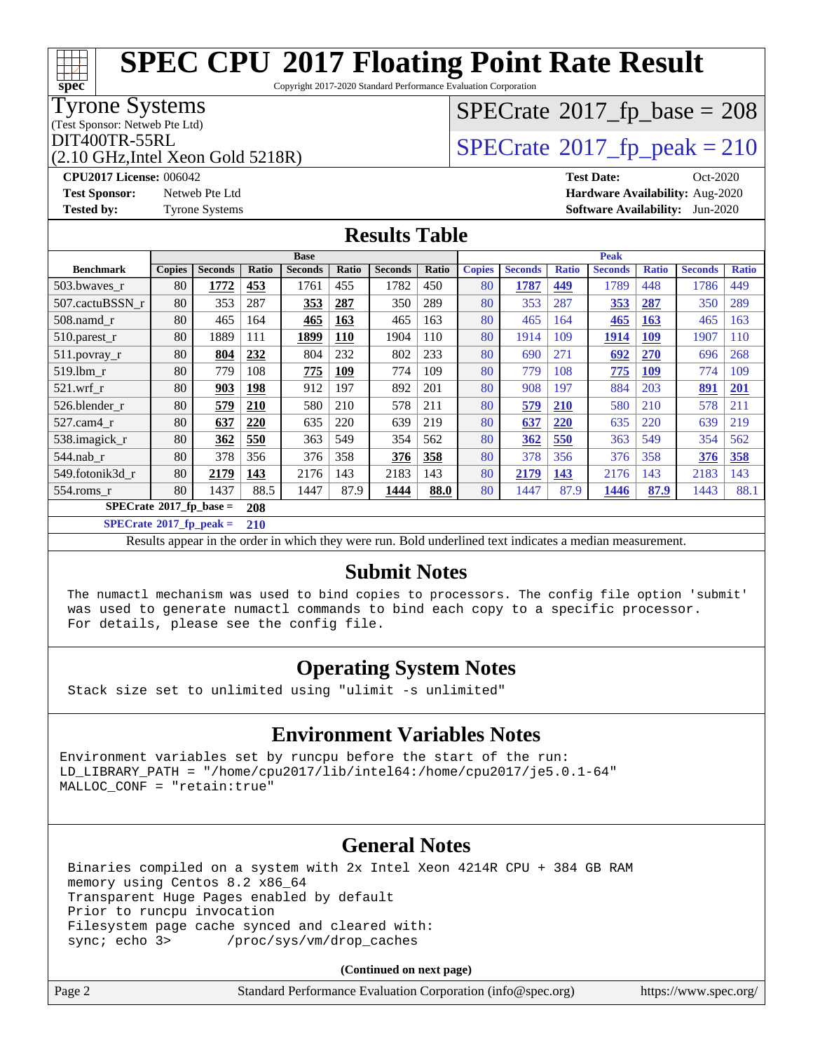# SPEC CPU 2017 Floating Point Rate Result

Copyright 2017-2020 Standard Performance Evaluation Corporation

**Tyrone Systems**
(Test Sponsor: Netweb Pte Ltd)
DIT400TR-55RL
(2.10 GHz,Intel Xeon Gold 5218R)

SPECrate 2017_fp_base = 208

SPECrate 2017_fp_peak = 210

**CPU2017 License:** 006042
**Test Sponsor:** Netweb Pte Ltd
**Tested by:** Tyrone Systems

**Test Date:** Oct-2020
**Hardware Availability:** Aug-2020
**Software Availability:** Jun-2020

## Results Table

| Benchmark | Base | | | | | | | Peak | | | | | | |
|---|---|---|---|---|---|---|---|---|---|---|---|---|---|---|
| | Copies | Seconds | Ratio | Seconds | Ratio | Seconds | Ratio | Copies | Seconds | Ratio | Seconds | Ratio | Seconds | Ratio |
| 503.bwaves_r | 80 | **1772** | **453** | 1761 | 455 | 1782 | 450 | 80 | **1787** | **449** | 1789 | 448 | 1786 | 449 |
| 507.cactuBSSN_r | 80 | 353 | 287 | **353** | **287** | 350 | 289 | 80 | 353 | 287 | **353** | **287** | 350 | 289 |
| 508.namd_r | 80 | 465 | 164 | **465** | **163** | 465 | 163 | 80 | 465 | 164 | **465** | **163** | 465 | 163 |
| 510.parest_r | 80 | 1889 | 111 | **1899** | **110** | 1904 | 110 | 80 | 1914 | 109 | **1914** | **109** | 1907 | 110 |
| 511.povray_r | 80 | **804** | **232** | 804 | 232 | 802 | 233 | 80 | 690 | 271 | **692** | **270** | 696 | 268 |
| 519.lbm_r | 80 | 779 | 108 | **775** | **109** | 774 | 109 | 80 | 779 | 108 | **775** | **109** | 774 | 109 |
| 521.wrf_r | 80 | **903** | **198** | 912 | 197 | 892 | 201 | 80 | 908 | 197 | 884 | 203 | **891** | **201** |
| 526.blender_r | 80 | **579** | **210** | 580 | 210 | 578 | 211 | 80 | **579** | **210** | 580 | 210 | 578 | 211 |
| 527.cam4_r | 80 | **637** | **220** | 635 | 220 | 639 | 219 | 80 | **637** | **220** | 635 | 220 | 639 | 219 |
| 538.imagick_r | 80 | **362** | **550** | 363 | 549 | 354 | 562 | 80 | **362** | **550** | 363 | 549 | 354 | 562 |
| 544.nab_r | 80 | 378 | 356 | 376 | 358 | **376** | **358** | 80 | 378 | 356 | 376 | 358 | **376** | **358** |
| 549.fotonik3d_r | 80 | **2179** | **143** | 2176 | 143 | 2183 | 143 | 80 | **2179** | **143** | 2176 | 143 | 2183 | 143 |
| 554.roms_r | 80 | 1437 | 88.5 | 1447 | 87.9 | **1444** | **88.0** | 80 | 1447 | 87.9 | **1446** | **87.9** | 1443 | 88.1 |

**SPECrate 2017_fp_base = 208**

**SPECrate 2017_fp_peak = 210**

Results appear in the order in which they were run. Bold underlined text indicates a median measurement.

## Submit Notes

```
The numactl mechanism was used to bind copies to processors. The config file option 'submit'
was used to generate numactl commands to bind each copy to a specific processor.
For details, please see the config file.
```

## Operating System Notes

```
Stack size set to unlimited using "ulimit -s unlimited"
```

## Environment Variables Notes

```
Environment variables set by runcpu before the start of the run:
LD_LIBRARY_PATH = "/home/cpu2017/lib/intel64:/home/cpu2017/je5.0.1-64"
MALLOC_CONF = "retain:true"
```

## General Notes

```
Binaries compiled on a system with 2x Intel Xeon 4214R CPU + 384 GB RAM
memory using Centos 8.2 x86_64
Transparent Huge Pages enabled by default
Prior to runcpu invocation
Filesystem page cache synced and cleared with:
sync; echo 3>       /proc/sys/vm/drop_caches
```

**(Continued on next page)**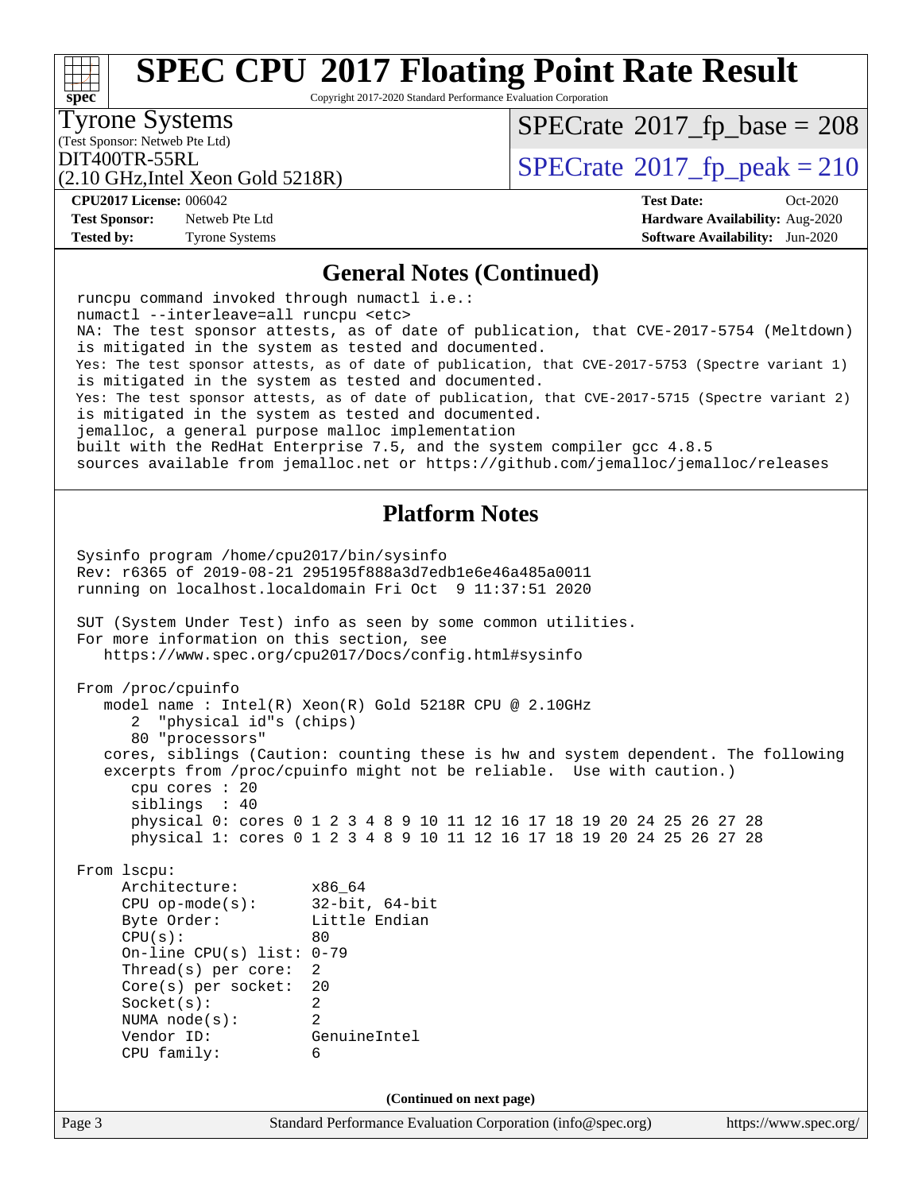# SPEC CPU 2017 Floating Point Rate Result

Copyright 2017-2020 Standard Performance Evaluation Corporation

**Tyrone Systems**
(Test Sponsor: Netweb Pte Ltd)
DIT400TR-55RL
(2.10 GHz,Intel Xeon Gold 5218R)

SPECrate 2017_fp_base = 208
SPECrate 2017_fp_peak = 210

| | | | |
|---|---|---|---|
| **CPU2017 License:** | 006042 | **Test Date:** | Oct-2020 |
| **Test Sponsor:** | Netweb Pte Ltd | **Hardware Availability:** | Aug-2020 |
| **Tested by:** | Tyrone Systems | **Software Availability:** | Jun-2020 |

## General Notes (Continued)

```
runcpu command invoked through numactl i.e.:
numactl --interleave=all runcpu <etc>
NA: The test sponsor attests, as of date of publication, that CVE-2017-5754 (Meltdown)
is mitigated in the system as tested and documented.
Yes: The test sponsor attests, as of date of publication, that CVE-2017-5753 (Spectre variant 1)
is mitigated in the system as tested and documented.
Yes: The test sponsor attests, as of date of publication, that CVE-2017-5715 (Spectre variant 2)
is mitigated in the system as tested and documented.
jemalloc, a general purpose malloc implementation
built with the RedHat Enterprise 7.5, and the system compiler gcc 4.8.5
sources available from jemalloc.net or https://github.com/jemalloc/jemalloc/releases
```

## Platform Notes

```
Sysinfo program /home/cpu2017/bin/sysinfo
Rev: r6365 of 2019-08-21 295195f888a3d7edb1e6e46a485a0011
running on localhost.localdomain Fri Oct  9 11:37:51 2020

SUT (System Under Test) info as seen by some common utilities.
For more information on this section, see
   https://www.spec.org/cpu2017/Docs/config.html#sysinfo

From /proc/cpuinfo
   model name : Intel(R) Xeon(R) Gold 5218R CPU @ 2.10GHz
      2  "physical id"s (chips)
      80 "processors"
   cores, siblings (Caution: counting these is hw and system dependent. The following
   excerpts from /proc/cpuinfo might not be reliable.  Use with caution.)
      cpu cores : 20
      siblings  : 40
      physical 0: cores 0 1 2 3 4 8 9 10 11 12 16 17 18 19 20 24 25 26 27 28
      physical 1: cores 0 1 2 3 4 8 9 10 11 12 16 17 18 19 20 24 25 26 27 28

From lscpu:
     Architecture:        x86_64
     CPU op-mode(s):      32-bit, 64-bit
     Byte Order:          Little Endian
     CPU(s):              80
     On-line CPU(s) list: 0-79
     Thread(s) per core:  2
     Core(s) per socket:  20
     Socket(s):           2
     NUMA node(s):        2
     Vendor ID:           GenuineIntel
     CPU family:          6
```

(Continued on next page)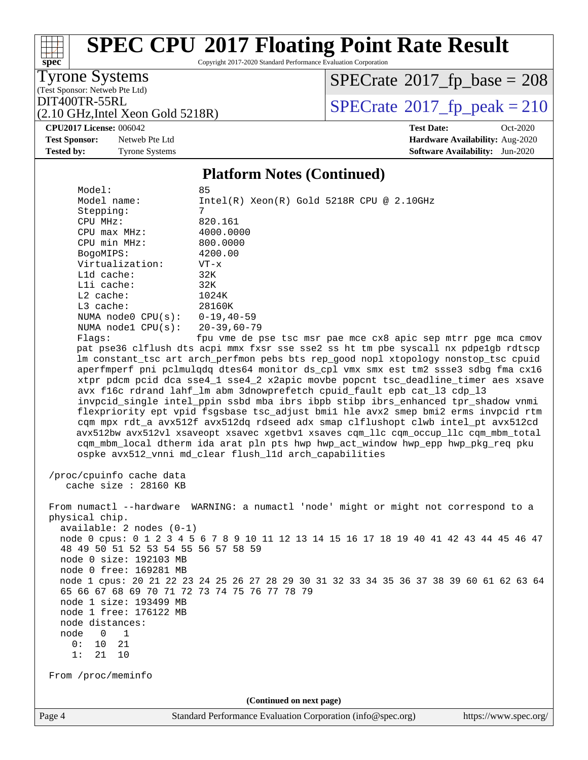## Platform Notes (Continued)

```
     Model:                 85
     Model name:            Intel(R) Xeon(R) Gold 5218R CPU @ 2.10GHz
     Stepping:              7
     CPU MHz:               820.161
     CPU max MHz:           4000.0000
     CPU min MHz:           800.0000
     BogoMIPS:              4200.00
     Virtualization:        VT-x
     L1d cache:             32K
     L1i cache:             32K
     L2 cache:              1024K
     L3 cache:              28160K
     NUMA node0 CPU(s):     0-19,40-59
     NUMA node1 CPU(s):     20-39,60-79
     Flags:                 fpu vme de pse tsc msr pae mce cx8 apic sep mtrr pge mca cmov
     pat pse36 clflush dts acpi mmx fxsr sse sse2 ss ht tm pbe syscall nx pdpe1gb rdtscp
     lm constant_tsc art arch_perfmon pebs bts rep_good nopl xtopology nonstop_tsc cpuid
     aperfmperf pni pclmulqdq dtes64 monitor ds_cpl vmx smx est tm2 ssse3 sdbg fma cx16
     xtpr pdcm pcid dca sse4_1 sse4_2 x2apic movbe popcnt tsc_deadline_timer aes xsave
     avx f16c rdrand lahf_lm abm 3dnowprefetch cpuid_fault epb cat_l3 cdp_l3
     invpcid_single intel_ppin ssbd mba ibrs ibpb stibp ibrs_enhanced tpr_shadow vnmi
     flexpriority ept vpid fsgsbase tsc_adjust bmi1 hle avx2 smep bmi2 erms invpcid rtm
     cqm mpx rdt_a avx512f avx512dq rdseed adx smap clflushopt clwb intel_pt avx512cd
     avx512bw avx512vl xsaveopt xsavec xgetbv1 xsaves cqm_llc cqm_occup_llc cqm_mbm_total
     cqm_mbm_local dtherm ida arat pln pts hwp hwp_act_window hwp_epp hwp_pkg_req pku
     ospke avx512_vnni md_clear flush_l1d arch_capabilities

 /proc/cpuinfo cache data
    cache size : 28160 KB

 From numactl --hardware  WARNING: a numactl 'node' might or might not correspond to a
 physical chip.
   available: 2 nodes (0-1)
   node 0 cpus: 0 1 2 3 4 5 6 7 8 9 10 11 12 13 14 15 16 17 18 19 40 41 42 43 44 45 46 47
   48 49 50 51 52 53 54 55 56 57 58 59
   node 0 size: 192103 MB
   node 0 free: 169281 MB
   node 1 cpus: 20 21 22 23 24 25 26 27 28 29 30 31 32 33 34 35 36 37 38 39 60 61 62 63 64
   65 66 67 68 69 70 71 72 73 74 75 76 77 78 79
   node 1 size: 193499 MB
   node 1 free: 176122 MB
   node distances:
   node   0   1
     0:  10  21
     1:  21  10

 From /proc/meminfo
```

(Continued on next page)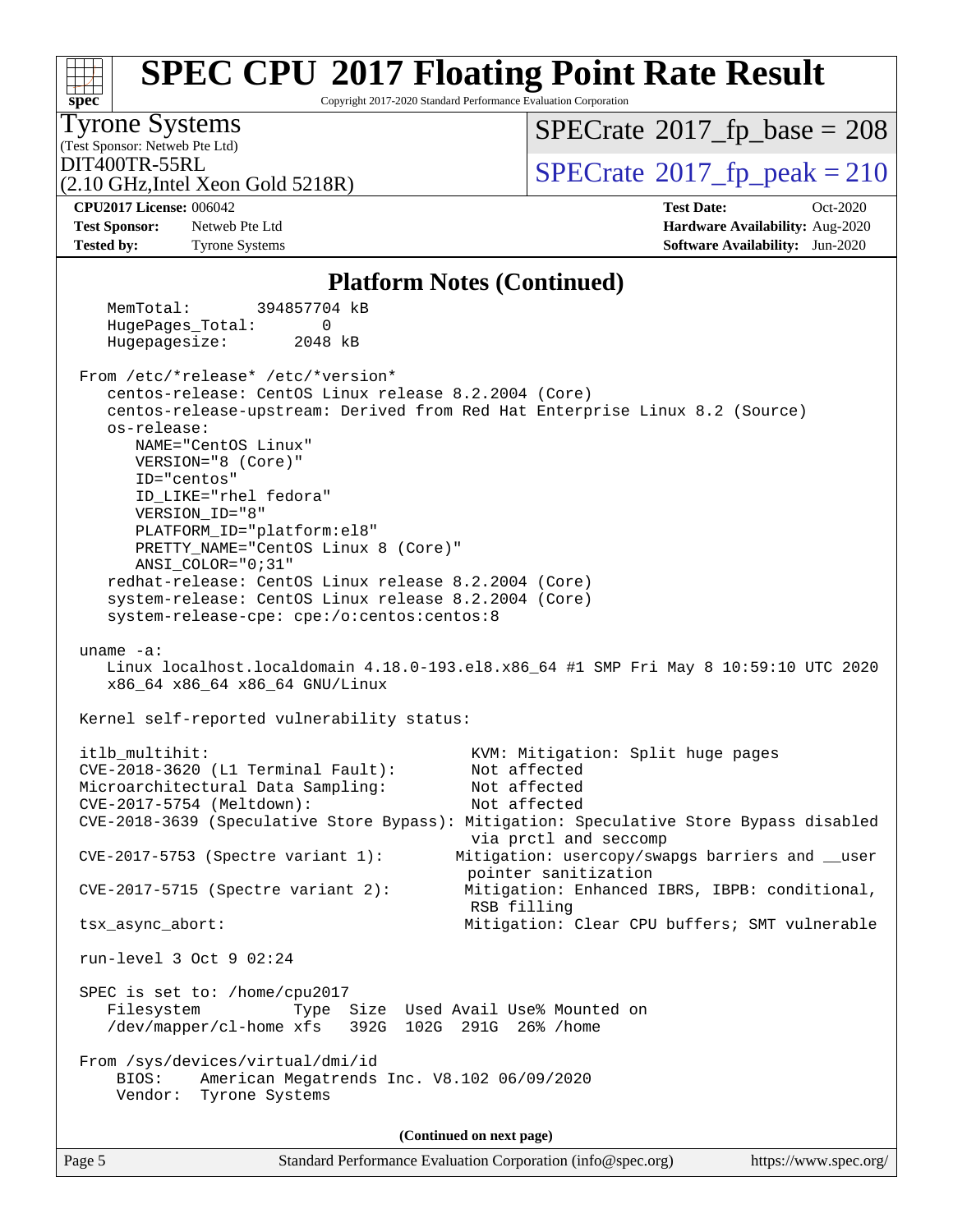## Platform Notes (Continued)

```
    MemTotal:       394857704 kB
    HugePages_Total:       0
    Hugepagesize:       2048 kB

 From /etc/*release* /etc/*version*
    centos-release: CentOS Linux release 8.2.2004 (Core)
    centos-release-upstream: Derived from Red Hat Enterprise Linux 8.2 (Source)
    os-release:
       NAME="CentOS Linux"
       VERSION="8 (Core)"
       ID="centos"
       ID_LIKE="rhel fedora"
       VERSION_ID="8"
       PLATFORM_ID="platform:el8"
       PRETTY_NAME="CentOS Linux 8 (Core)"
       ANSI_COLOR="0;31"
    redhat-release: CentOS Linux release 8.2.2004 (Core)
    system-release: CentOS Linux release 8.2.2004 (Core)
    system-release-cpe: cpe:/o:centos:centos:8

 uname -a:
    Linux localhost.localdomain 4.18.0-193.el8.x86_64 #1 SMP Fri May 8 10:59:10 UTC 2020
    x86_64 x86_64 x86_64 GNU/Linux

 Kernel self-reported vulnerability status:

 itlb_multihit:                                  KVM: Mitigation: Split huge pages
 CVE-2018-3620 (L1 Terminal Fault):              Not affected
 Microarchitectural Data Sampling:               Not affected
 CVE-2017-5754 (Meltdown):                       Not affected
 CVE-2018-3639 (Speculative Store Bypass): Mitigation: Speculative Store Bypass disabled
                                                 via prctl and seccomp
 CVE-2017-5753 (Spectre variant 1):            Mitigation: usercopy/swapgs barriers and __user
                                                pointer sanitization
 CVE-2017-5715 (Spectre variant 2):             Mitigation: Enhanced IBRS, IBPB: conditional,
                                                 RSB filling
 tsx_async_abort:                               Mitigation: Clear CPU buffers; SMT vulnerable

 run-level 3 Oct 9 02:24

 SPEC is set to: /home/cpu2017
    Filesystem          Type  Size  Used Avail Use% Mounted on
    /dev/mapper/cl-home xfs   392G  102G  291G  26% /home

 From /sys/devices/virtual/dmi/id
     BIOS:    American Megatrends Inc. V8.102 06/09/2020
     Vendor:  Tyrone Systems
```

**(Continued on next page)**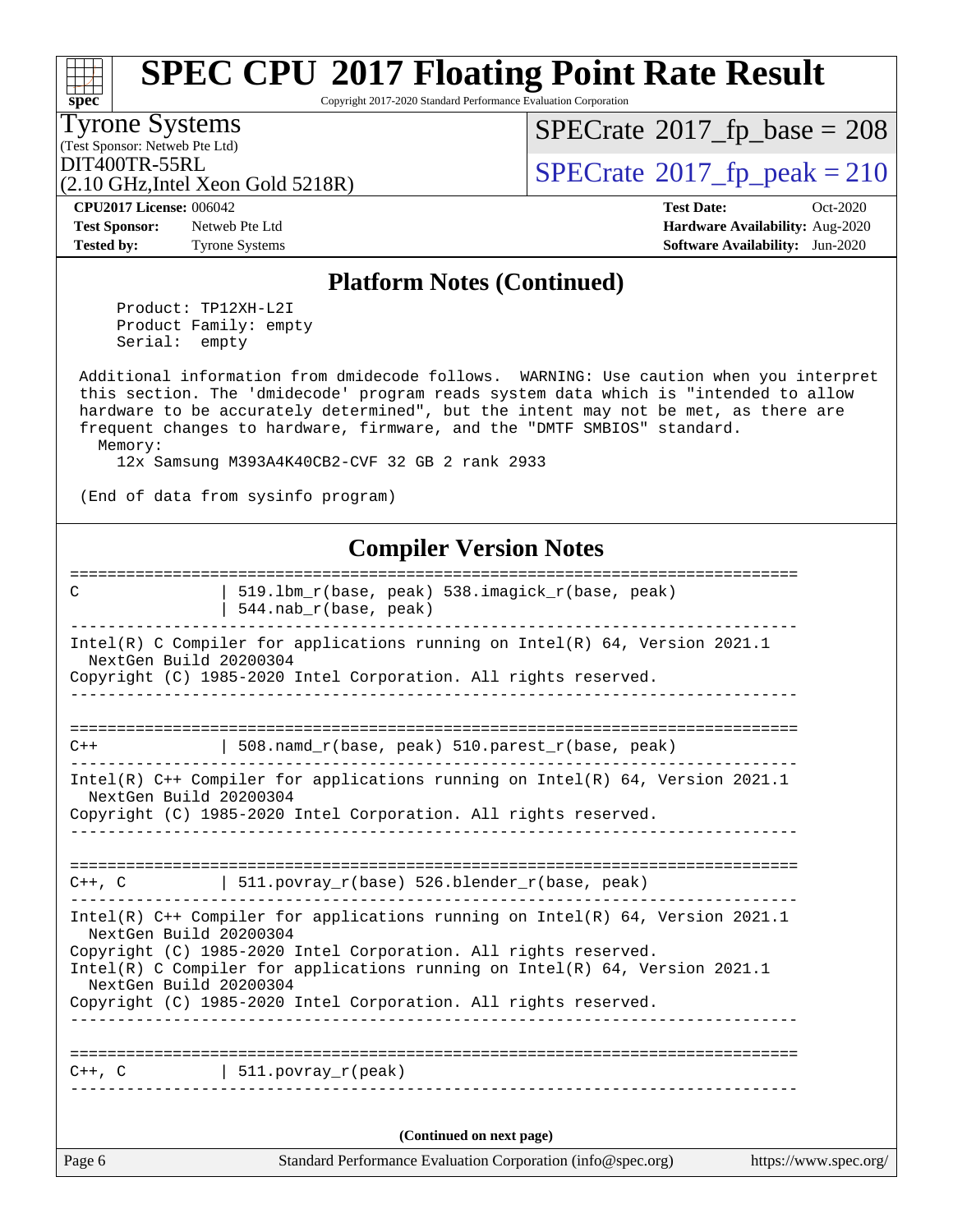# SPEC CPU 2017 Floating Point Rate Result

Copyright 2017-2020 Standard Performance Evaluation Corporation

Tyrone Systems
(Test Sponsor: Netweb Pte Ltd)
DIT400TR-55RL
(2.10 GHz,Intel Xeon Gold 5218R)

SPECrate 2017_fp_base = 208
SPECrate 2017_fp_peak = 210

**CPU2017 License:** 006042
**Test Sponsor:** Netweb Pte Ltd
**Tested by:** Tyrone Systems

**Test Date:** Oct-2020
**Hardware Availability:** Aug-2020
**Software Availability:** Jun-2020

## Platform Notes (Continued)

```
     Product: TP12XH-L2I
     Product Family: empty
     Serial:  empty

 Additional information from dmidecode follows.  WARNING: Use caution when you interpret
 this section. The 'dmidecode' program reads system data which is "intended to allow
 hardware to be accurately determined", but the intent may not be met, as there are
 frequent changes to hardware, firmware, and the "DMTF SMBIOS" standard.
   Memory:
     12x Samsung M393A4K40CB2-CVF 32 GB 2 rank 2933

 (End of data from sysinfo program)
```

## Compiler Version Notes

```
==============================================================================
C               | 519.lbm_r(base, peak) 538.imagick_r(base, peak)
                | 544.nab_r(base, peak)
------------------------------------------------------------------------------
Intel(R) C Compiler for applications running on Intel(R) 64, Version 2021.1
  NextGen Build 20200304
Copyright (C) 1985-2020 Intel Corporation. All rights reserved.
------------------------------------------------------------------------------

==============================================================================
C++             | 508.namd_r(base, peak) 510.parest_r(base, peak)
------------------------------------------------------------------------------
Intel(R) C++ Compiler for applications running on Intel(R) 64, Version 2021.1
  NextGen Build 20200304
Copyright (C) 1985-2020 Intel Corporation. All rights reserved.
------------------------------------------------------------------------------

==============================================================================
C++, C          | 511.povray_r(base) 526.blender_r(base, peak)
------------------------------------------------------------------------------
Intel(R) C++ Compiler for applications running on Intel(R) 64, Version 2021.1
  NextGen Build 20200304
Copyright (C) 1985-2020 Intel Corporation. All rights reserved.
Intel(R) C Compiler for applications running on Intel(R) 64, Version 2021.1
  NextGen Build 20200304
Copyright (C) 1985-2020 Intel Corporation. All rights reserved.
------------------------------------------------------------------------------

==============================================================================
C++, C          | 511.povray_r(peak)
------------------------------------------------------------------------------
```

(Continued on next page)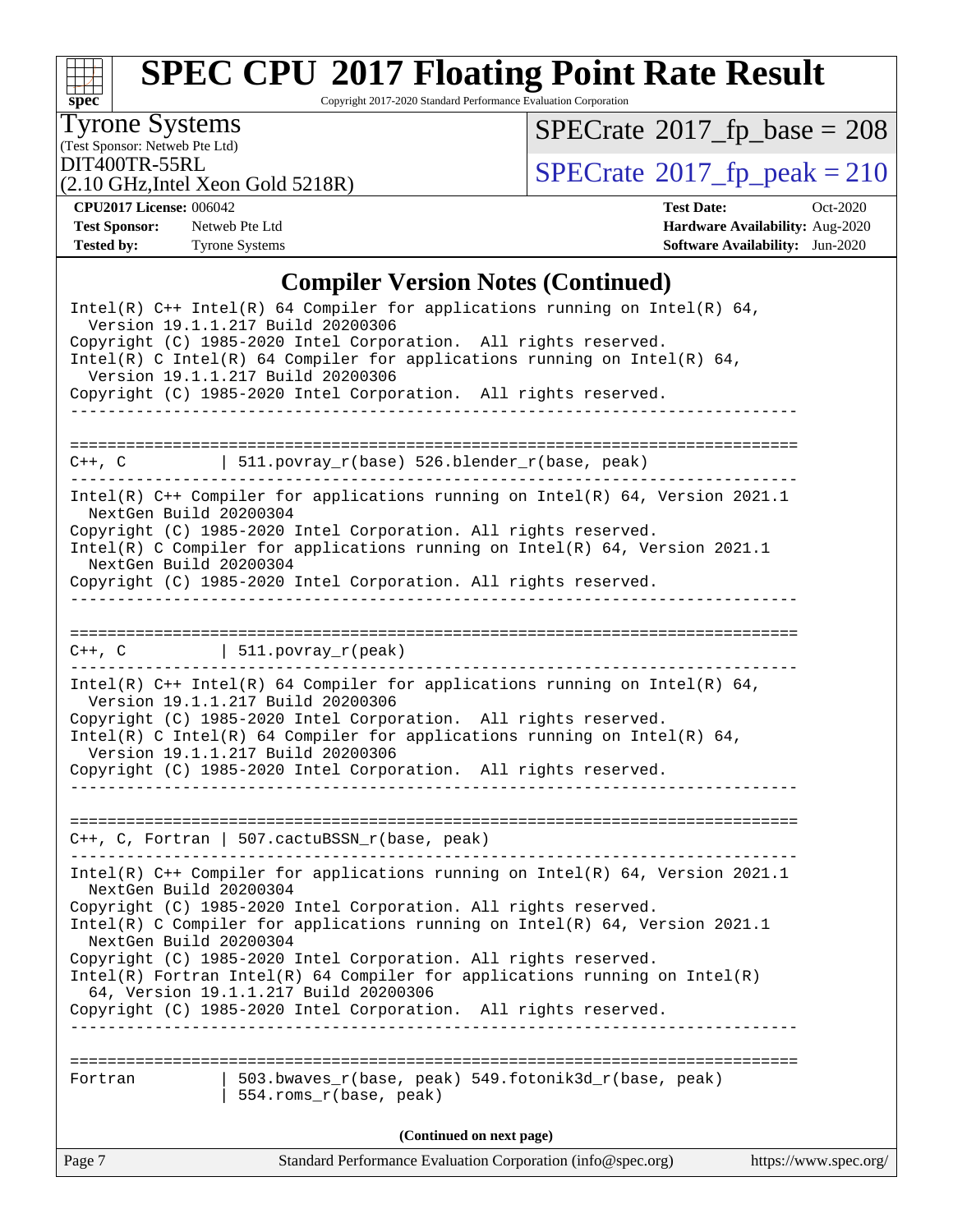# SPEC CPU 2017 Floating Point Rate Result

Copyright 2017-2020 Standard Performance Evaluation Corporation

**Tyrone Systems**
(Test Sponsor: Netweb Pte Ltd)
DIT400TR-55RL
(2.10 GHz,Intel Xeon Gold 5218R)

SPECrate 2017_fp_base = 208
SPECrate 2017_fp_peak = 210

**CPU2017 License:** 006042
**Test Sponsor:** Netweb Pte Ltd
**Tested by:** Tyrone Systems

**Test Date:** Oct-2020
**Hardware Availability:** Aug-2020
**Software Availability:** Jun-2020

## Compiler Version Notes (Continued)

```
Intel(R) C++ Intel(R) 64 Compiler for applications running on Intel(R) 64,
  Version 19.1.1.217 Build 20200306
Copyright (C) 1985-2020 Intel Corporation.  All rights reserved.
Intel(R) C Intel(R) 64 Compiler for applications running on Intel(R) 64,
  Version 19.1.1.217 Build 20200306
Copyright (C) 1985-2020 Intel Corporation.  All rights reserved.
------------------------------------------------------------------------------

==============================================================================
C++, C          | 511.povray_r(base) 526.blender_r(base, peak)
------------------------------------------------------------------------------
Intel(R) C++ Compiler for applications running on Intel(R) 64, Version 2021.1
  NextGen Build 20200304
Copyright (C) 1985-2020 Intel Corporation. All rights reserved.
Intel(R) C Compiler for applications running on Intel(R) 64, Version 2021.1
  NextGen Build 20200304
Copyright (C) 1985-2020 Intel Corporation. All rights reserved.
------------------------------------------------------------------------------

==============================================================================
C++, C          | 511.povray_r(peak)
------------------------------------------------------------------------------
Intel(R) C++ Intel(R) 64 Compiler for applications running on Intel(R) 64,
  Version 19.1.1.217 Build 20200306
Copyright (C) 1985-2020 Intel Corporation.  All rights reserved.
Intel(R) C Intel(R) 64 Compiler for applications running on Intel(R) 64,
  Version 19.1.1.217 Build 20200306
Copyright (C) 1985-2020 Intel Corporation.  All rights reserved.
------------------------------------------------------------------------------

==============================================================================
C++, C, Fortran | 507.cactuBSSN_r(base, peak)
------------------------------------------------------------------------------
Intel(R) C++ Compiler for applications running on Intel(R) 64, Version 2021.1
  NextGen Build 20200304
Copyright (C) 1985-2020 Intel Corporation. All rights reserved.
Intel(R) C Compiler for applications running on Intel(R) 64, Version 2021.1
  NextGen Build 20200304
Copyright (C) 1985-2020 Intel Corporation. All rights reserved.
Intel(R) Fortran Intel(R) 64 Compiler for applications running on Intel(R)
  64, Version 19.1.1.217 Build 20200306
Copyright (C) 1985-2020 Intel Corporation.  All rights reserved.
------------------------------------------------------------------------------

==============================================================================
Fortran         | 503.bwaves_r(base, peak) 549.fotonik3d_r(base, peak)
                | 554.roms_r(base, peak)
```

(Continued on next page)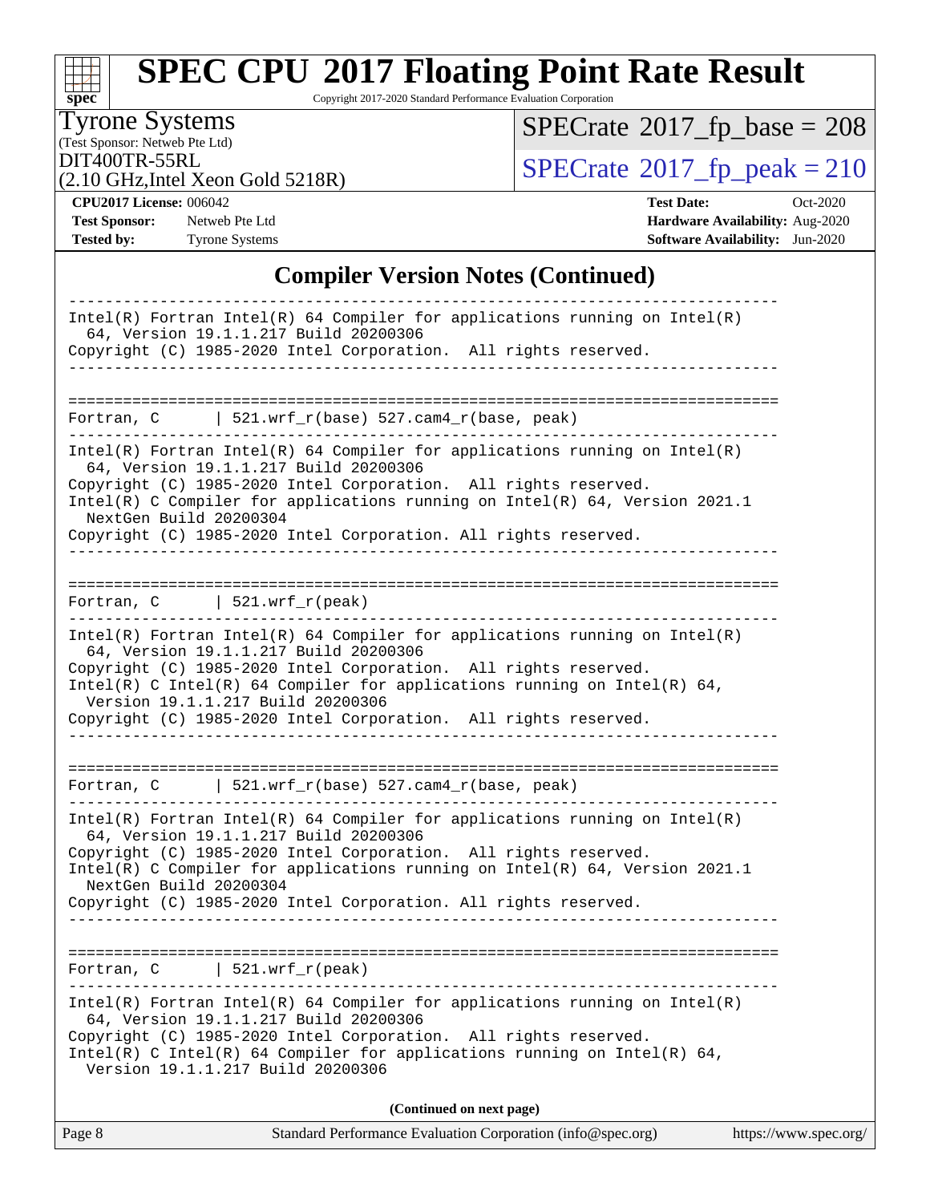# SPEC CPU 2017 Floating Point Rate Result

Copyright 2017-2020 Standard Performance Evaluation Corporation

**Tyrone Systems**
(Test Sponsor: Netweb Pte Ltd)
DIT400TR-55RL
(2.10 GHz,Intel Xeon Gold 5218R)

SPECrate 2017_fp_base = 208
SPECrate 2017_fp_peak = 210

**CPU2017 License:** 006042
**Test Sponsor:** Netweb Pte Ltd
**Tested by:** Tyrone Systems

**Test Date:** Oct-2020
**Hardware Availability:** Aug-2020
**Software Availability:** Jun-2020

## Compiler Version Notes (Continued)

```
------------------------------------------------------------------------------
Intel(R) Fortran Intel(R) 64 Compiler for applications running on Intel(R)
  64, Version 19.1.1.217 Build 20200306
Copyright (C) 1985-2020 Intel Corporation.  All rights reserved.
------------------------------------------------------------------------------

==============================================================================
Fortran, C      | 521.wrf_r(base) 527.cam4_r(base, peak)
------------------------------------------------------------------------------
Intel(R) Fortran Intel(R) 64 Compiler for applications running on Intel(R)
  64, Version 19.1.1.217 Build 20200306
Copyright (C) 1985-2020 Intel Corporation.  All rights reserved.
Intel(R) C Compiler for applications running on Intel(R) 64, Version 2021.1
  NextGen Build 20200304
Copyright (C) 1985-2020 Intel Corporation. All rights reserved.
------------------------------------------------------------------------------

==============================================================================
Fortran, C      | 521.wrf_r(peak)
------------------------------------------------------------------------------
Intel(R) Fortran Intel(R) 64 Compiler for applications running on Intel(R)
  64, Version 19.1.1.217 Build 20200306
Copyright (C) 1985-2020 Intel Corporation.  All rights reserved.
Intel(R) C Intel(R) 64 Compiler for applications running on Intel(R) 64,
  Version 19.1.1.217 Build 20200306
Copyright (C) 1985-2020 Intel Corporation.  All rights reserved.
------------------------------------------------------------------------------

==============================================================================
Fortran, C      | 521.wrf_r(base) 527.cam4_r(base, peak)
------------------------------------------------------------------------------
Intel(R) Fortran Intel(R) 64 Compiler for applications running on Intel(R)
  64, Version 19.1.1.217 Build 20200306
Copyright (C) 1985-2020 Intel Corporation.  All rights reserved.
Intel(R) C Compiler for applications running on Intel(R) 64, Version 2021.1
  NextGen Build 20200304
Copyright (C) 1985-2020 Intel Corporation. All rights reserved.
------------------------------------------------------------------------------

==============================================================================
Fortran, C      | 521.wrf_r(peak)
------------------------------------------------------------------------------
Intel(R) Fortran Intel(R) 64 Compiler for applications running on Intel(R)
  64, Version 19.1.1.217 Build 20200306
Copyright (C) 1985-2020 Intel Corporation.  All rights reserved.
Intel(R) C Intel(R) 64 Compiler for applications running on Intel(R) 64,
  Version 19.1.1.217 Build 20200306
```

**(Continued on next page)**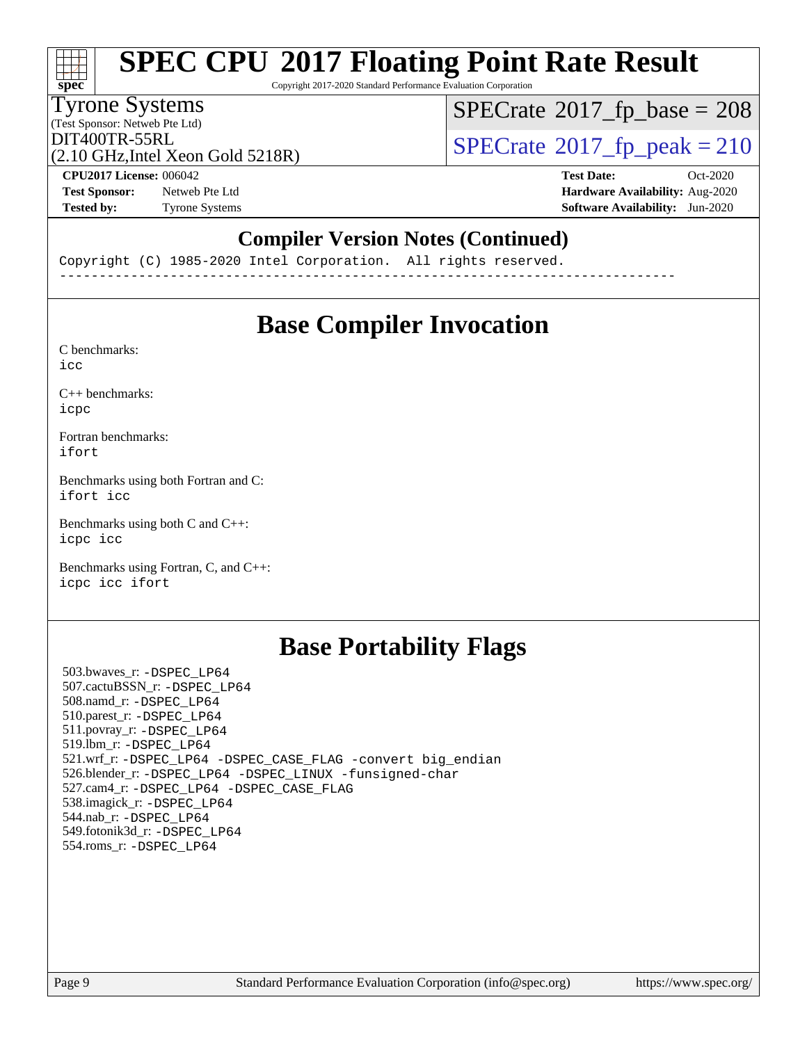## Compiler Version Notes (Continued)

```
Copyright (C) 1985-2020 Intel Corporation.  All rights reserved.
------------------------------------------------------------------------------
```

## Base Compiler Invocation

C benchmarks:
`icc`

C++ benchmarks:
`icpc`

Fortran benchmarks:
`ifort`

Benchmarks using both Fortran and C:
`ifort icc`

Benchmarks using both C and C++:
`icpc icc`

Benchmarks using Fortran, C, and C++:
`icpc icc ifort`

## Base Portability Flags

503.bwaves_r: `-DSPEC_LP64`
507.cactuBSSN_r: `-DSPEC_LP64`
508.namd_r: `-DSPEC_LP64`
510.parest_r: `-DSPEC_LP64`
511.povray_r: `-DSPEC_LP64`
519.lbm_r: `-DSPEC_LP64`
521.wrf_r: `-DSPEC_LP64 -DSPEC_CASE_FLAG -convert big_endian`
526.blender_r: `-DSPEC_LP64 -DSPEC_LINUX -funsigned-char`
527.cam4_r: `-DSPEC_LP64 -DSPEC_CASE_FLAG`
538.imagick_r: `-DSPEC_LP64`
544.nab_r: `-DSPEC_LP64`
549.fotonik3d_r: `-DSPEC_LP64`
554.roms_r: `-DSPEC_LP64`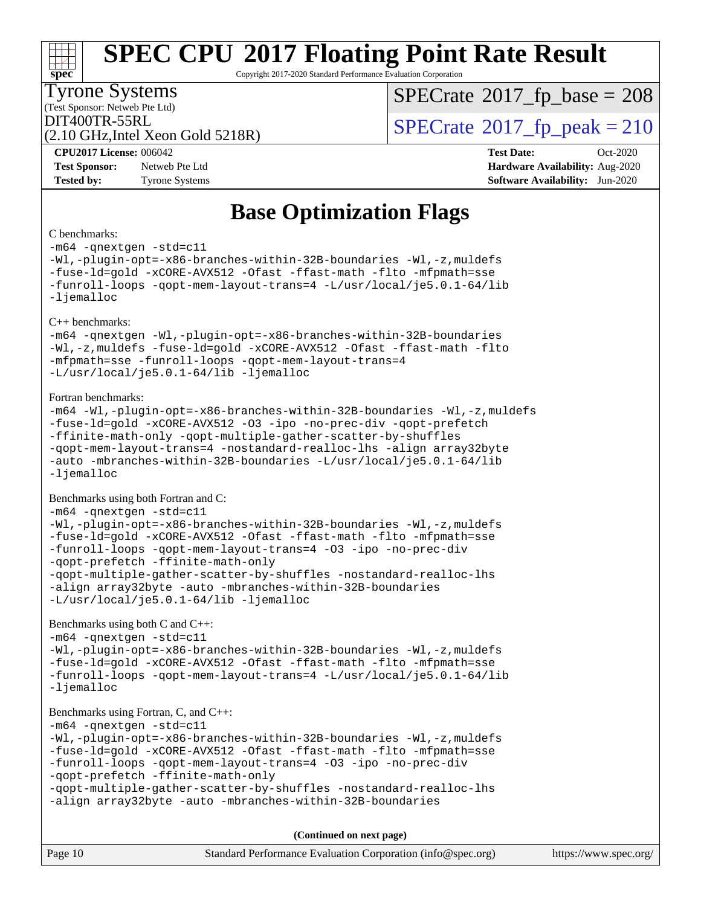# Base Optimization Flags

C benchmarks:

```
-m64 -qnextgen -std=c11
-Wl,-plugin-opt=-x86-branches-within-32B-boundaries -Wl,-z,muldefs
-fuse-ld=gold -xCORE-AVX512 -Ofast -ffast-math -flto -mfpmath=sse
-funroll-loops -qopt-mem-layout-trans=4 -L/usr/local/je5.0.1-64/lib
-ljemalloc
```

C++ benchmarks:

```
-m64 -qnextgen -Wl,-plugin-opt=-x86-branches-within-32B-boundaries
-Wl,-z,muldefs -fuse-ld=gold -xCORE-AVX512 -Ofast -ffast-math -flto
-mfpmath=sse -funroll-loops -qopt-mem-layout-trans=4
-L/usr/local/je5.0.1-64/lib -ljemalloc
```

Fortran benchmarks:

```
-m64 -Wl,-plugin-opt=-x86-branches-within-32B-boundaries -Wl,-z,muldefs
-fuse-ld=gold -xCORE-AVX512 -O3 -ipo -no-prec-div -qopt-prefetch
-ffinite-math-only -qopt-multiple-gather-scatter-by-shuffles
-qopt-mem-layout-trans=4 -nostandard-realloc-lhs -align array32byte
-auto -mbranches-within-32B-boundaries -L/usr/local/je5.0.1-64/lib
-ljemalloc
```

Benchmarks using both Fortran and C:

```
-m64 -qnextgen -std=c11
-Wl,-plugin-opt=-x86-branches-within-32B-boundaries -Wl,-z,muldefs
-fuse-ld=gold -xCORE-AVX512 -Ofast -ffast-math -flto -mfpmath=sse
-funroll-loops -qopt-mem-layout-trans=4 -O3 -ipo -no-prec-div
-qopt-prefetch -ffinite-math-only
-qopt-multiple-gather-scatter-by-shuffles -nostandard-realloc-lhs
-align array32byte -auto -mbranches-within-32B-boundaries
-L/usr/local/je5.0.1-64/lib -ljemalloc
```

Benchmarks using both C and C++:

```
-m64 -qnextgen -std=c11
-Wl,-plugin-opt=-x86-branches-within-32B-boundaries -Wl,-z,muldefs
-fuse-ld=gold -xCORE-AVX512 -Ofast -ffast-math -flto -mfpmath=sse
-funroll-loops -qopt-mem-layout-trans=4 -L/usr/local/je5.0.1-64/lib
-ljemalloc
```

Benchmarks using Fortran, C, and C++:

```
-m64 -qnextgen -std=c11
-Wl,-plugin-opt=-x86-branches-within-32B-boundaries -Wl,-z,muldefs
-fuse-ld=gold -xCORE-AVX512 -Ofast -ffast-math -flto -mfpmath=sse
-funroll-loops -qopt-mem-layout-trans=4 -O3 -ipo -no-prec-div
-qopt-prefetch -ffinite-math-only
-qopt-multiple-gather-scatter-by-shuffles -nostandard-realloc-lhs
-align array32byte -auto -mbranches-within-32B-boundaries
```

**(Continued on next page)**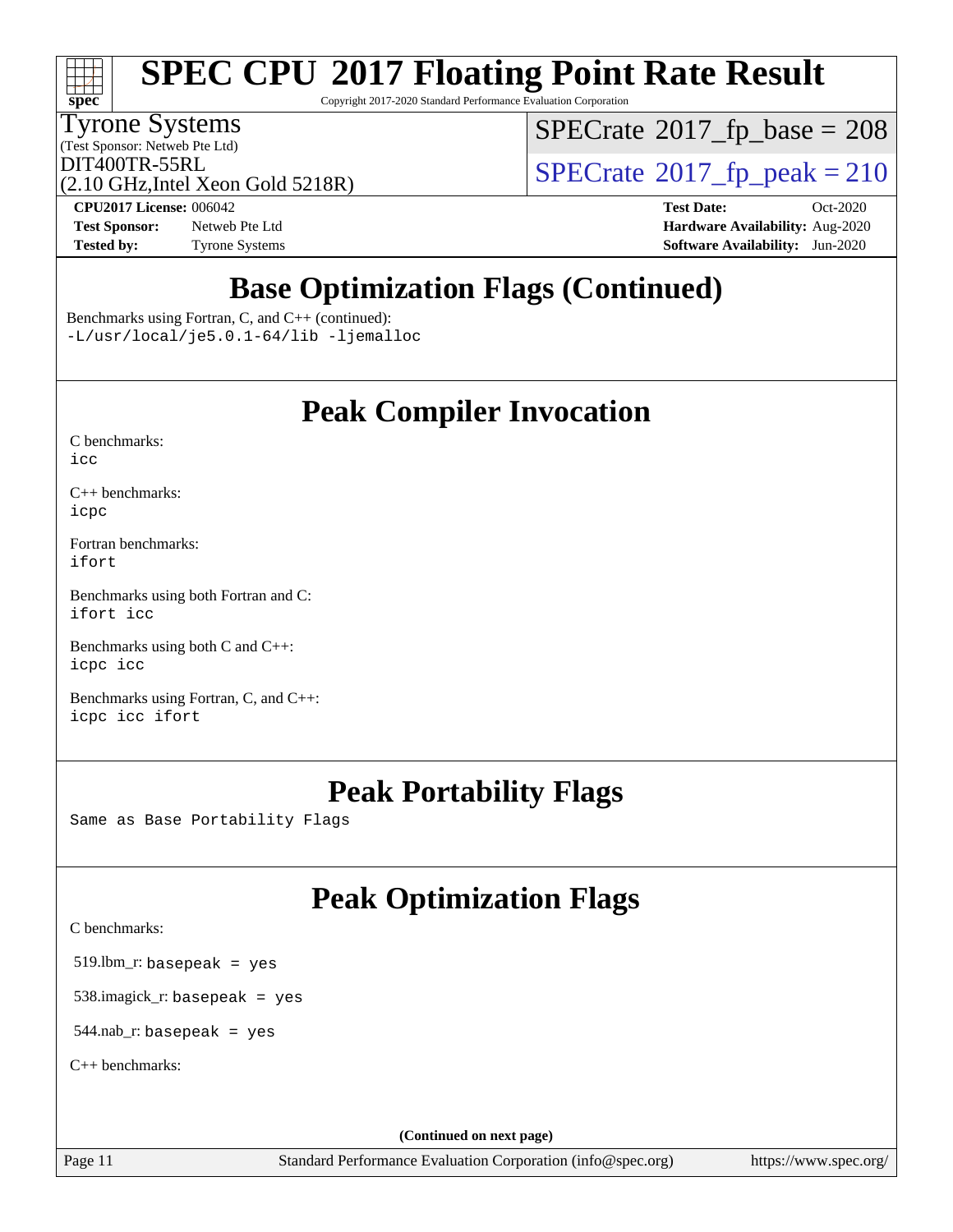# SPEC CPU 2017 Floating Point Rate Result

Copyright 2017-2020 Standard Performance Evaluation Corporation

Tyrone Systems
(Test Sponsor: Netweb Pte Ltd)
DIT400TR-55RL
(2.10 GHz,Intel Xeon Gold 5218R)

SPECrate 2017_fp_base = 208
SPECrate 2017_fp_peak = 210

**CPU2017 License:** 006042
**Test Sponsor:** Netweb Pte Ltd
**Tested by:** Tyrone Systems

**Test Date:** Oct-2020
**Hardware Availability:** Aug-2020
**Software Availability:** Jun-2020

## Base Optimization Flags (Continued)

Benchmarks using Fortran, C, and C++ (continued):
`-L/usr/local/je5.0.1-64/lib -ljemalloc`

## Peak Compiler Invocation

C benchmarks:
`icc`

C++ benchmarks:
`icpc`

Fortran benchmarks:
`ifort`

Benchmarks using both Fortran and C:
`ifort icc`

Benchmarks using both C and C++:
`icpc icc`

Benchmarks using Fortran, C, and C++:
`icpc icc ifort`

## Peak Portability Flags

Same as Base Portability Flags

## Peak Optimization Flags

C benchmarks:

519.lbm_r: `basepeak = yes`

538.imagick_r: `basepeak = yes`

544.nab_r: `basepeak = yes`

C++ benchmarks:

(Continued on next page)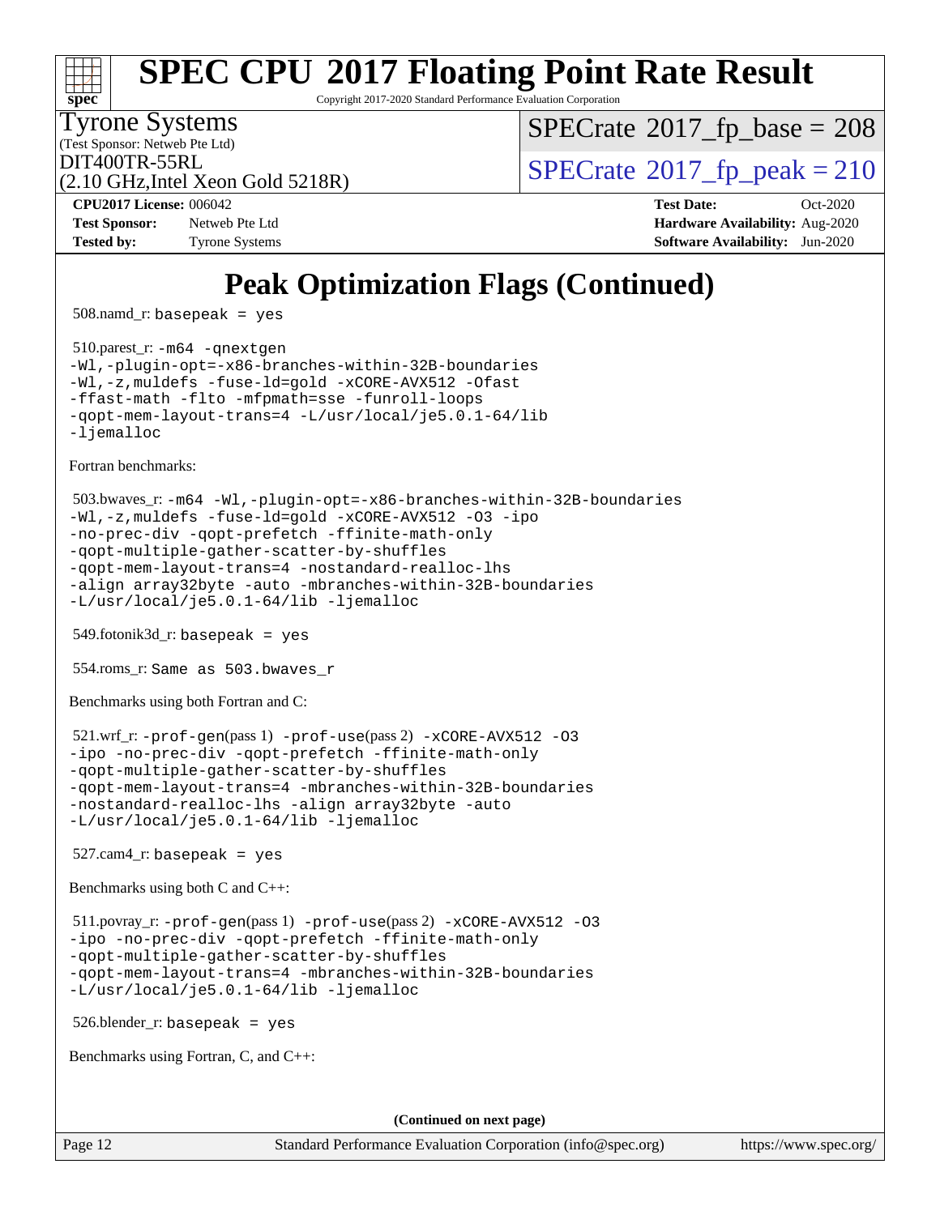# SPEC CPU 2017 Floating Point Rate Result

Copyright 2017-2020 Standard Performance Evaluation Corporation

Tyrone Systems
(Test Sponsor: Netweb Pte Ltd)
DIT400TR-55RL
(2.10 GHz,Intel Xeon Gold 5218R)

SPECrate 2017_fp_base = 208
SPECrate 2017_fp_peak = 210

**CPU2017 License:** 006042
**Test Sponsor:** Netweb Pte Ltd
**Tested by:** Tyrone Systems

**Test Date:** Oct-2020
**Hardware Availability:** Aug-2020
**Software Availability:** Jun-2020

## Peak Optimization Flags (Continued)

508.namd_r: `basepeak = yes`

510.parest_r:
```
-m64 -qnextgen
-Wl,-plugin-opt=-x86-branches-within-32B-boundaries
-Wl,-z,muldefs -fuse-ld=gold -xCORE-AVX512 -Ofast
-ffast-math -flto -mfpmath=sse -funroll-loops
-qopt-mem-layout-trans=4 -L/usr/local/je5.0.1-64/lib
-ljemalloc
```

Fortran benchmarks:

503.bwaves_r:
```
-m64 -Wl,-plugin-opt=-x86-branches-within-32B-boundaries
-Wl,-z,muldefs -fuse-ld=gold -xCORE-AVX512 -O3 -ipo
-no-prec-div -qopt-prefetch -ffinite-math-only
-qopt-multiple-gather-scatter-by-shuffles
-qopt-mem-layout-trans=4 -nostandard-realloc-lhs
-align array32byte -auto -mbranches-within-32B-boundaries
-L/usr/local/je5.0.1-64/lib -ljemalloc
```

549.fotonik3d_r: `basepeak = yes`

554.roms_r: `Same as 503.bwaves_r`

Benchmarks using both Fortran and C:

521.wrf_r:
```
-prof-gen(pass 1) -prof-use(pass 2) -xCORE-AVX512 -O3
-ipo -no-prec-div -qopt-prefetch -ffinite-math-only
-qopt-multiple-gather-scatter-by-shuffles
-qopt-mem-layout-trans=4 -mbranches-within-32B-boundaries
-nostandard-realloc-lhs -align array32byte -auto
-L/usr/local/je5.0.1-64/lib -ljemalloc
```

527.cam4_r: `basepeak = yes`

Benchmarks using both C and C++:

511.povray_r:
```
-prof-gen(pass 1) -prof-use(pass 2) -xCORE-AVX512 -O3
-ipo -no-prec-div -qopt-prefetch -ffinite-math-only
-qopt-multiple-gather-scatter-by-shuffles
-qopt-mem-layout-trans=4 -mbranches-within-32B-boundaries
-L/usr/local/je5.0.1-64/lib -ljemalloc
```

526.blender_r: `basepeak = yes`

Benchmarks using Fortran, C, and C++:

**(Continued on next page)**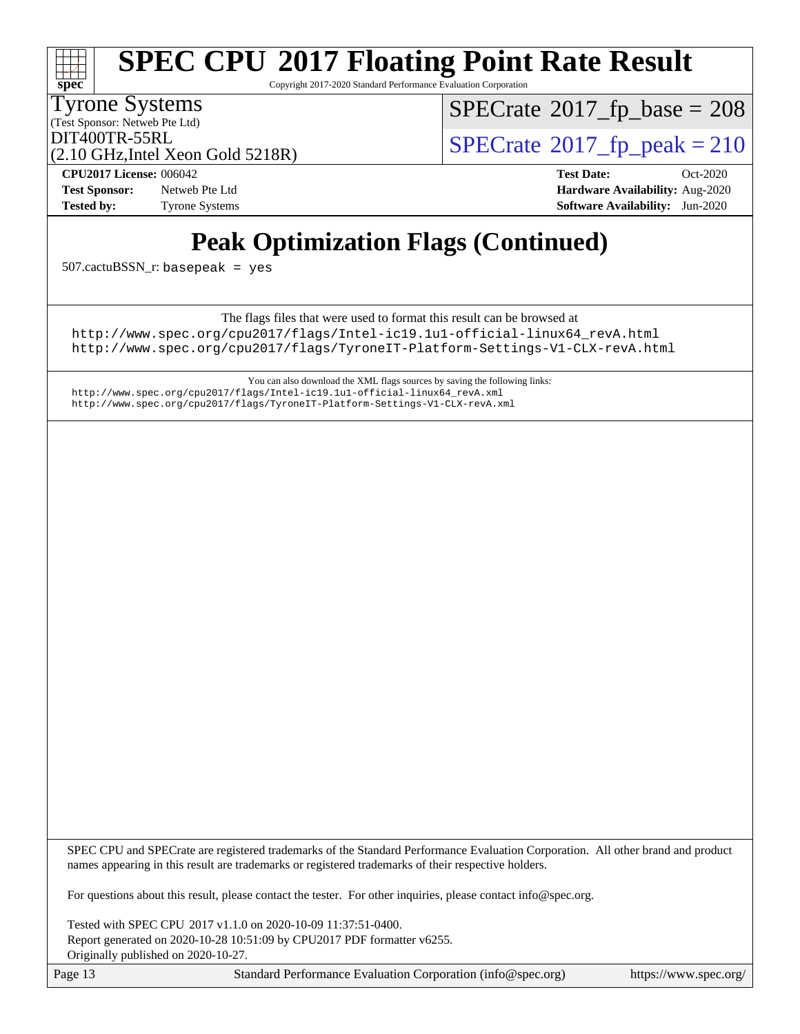# Peak Optimization Flags (Continued)

507.cactuBSSN_r: `basepeak = yes`

The flags files that were used to format this result can be browsed at
http://www.spec.org/cpu2017/flags/Intel-ic19.1u1-official-linux64_revA.html
http://www.spec.org/cpu2017/flags/TyroneIT-Platform-Settings-V1-CLX-revA.html

You can also download the XML flags sources by saving the following links:
http://www.spec.org/cpu2017/flags/Intel-ic19.1u1-official-linux64_revA.xml
http://www.spec.org/cpu2017/flags/TyroneIT-Platform-Settings-V1-CLX-revA.xml

SPEC CPU and SPECrate are registered trademarks of the Standard Performance Evaluation Corporation. All other brand and product names appearing in this result are trademarks or registered trademarks of their respective holders.

For questions about this result, please contact the tester. For other inquiries, please contact info@spec.org.

Tested with SPEC CPU 2017 v1.1.0 on 2020-10-09 11:37:51-0400.
Report generated on 2020-10-28 10:51:09 by CPU2017 PDF formatter v6255.
Originally published on 2020-10-27.